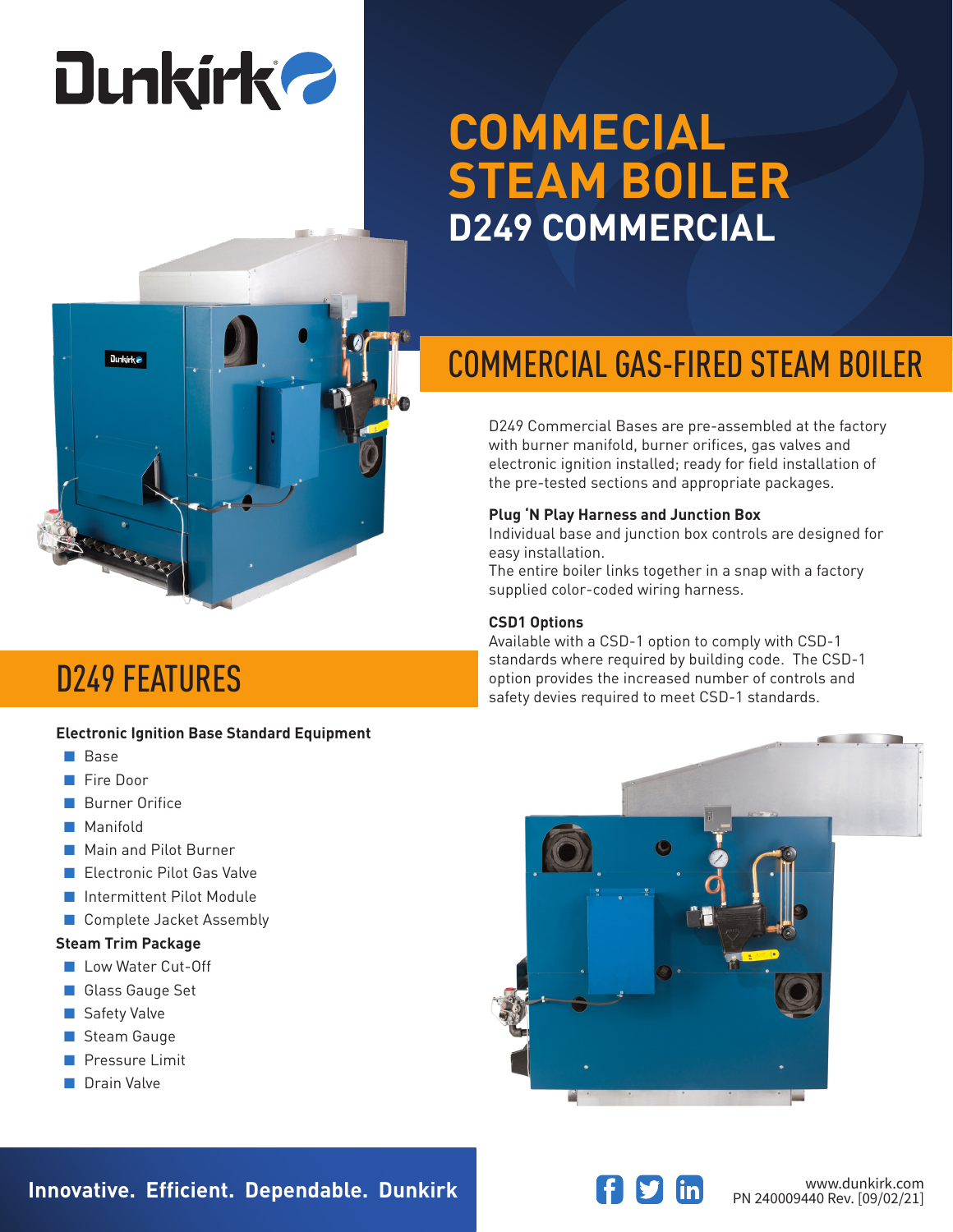# COMMERCIAL STEAM BOILER

## D249 COMMERCIAL

## COMMERCIAL GAS-FIRED STEAM BOILER

D249 Commercial Bases are pre-assembled at the factory with burner manifold, burner orifices, gas valves and electronic ignition installed; ready for field installation of the pre-tested sections and appropriate packages.

**Plug 'N Play Harness and Junction Box**

Individual base and junction box controls are designed for easy installation.

The entire boiler links together in a snap with a factory supplied color-coded wiring harness.

**CSD1 Options**

Available with a CSD-1 option to comply with CSD-1 standards where required by building code. The CSD-1 option provides the increased number of controls and safety devies required to meet CSD-1 standards.

## D249 FEATURES

**Electronic Ignition Base Standard Equipment**

- Base
- Fire Door
- Burner Orifice
- Manifold
- Main and Pilot Burner
- Electronic Pilot Gas Valve
- Intermittent Pilot Module
- Complete Jacket Assembly

**Steam Trim Package**

- Low Water Cut-Off
- Glass Gauge Set
- Safety Valve
- Steam Gauge
- Pressure Limit
- Drain Valve

**Innovative. Efficient. Dependable. Dunkirk**

www.dunkirk.com
PN 240009440 Rev. [09/02/21]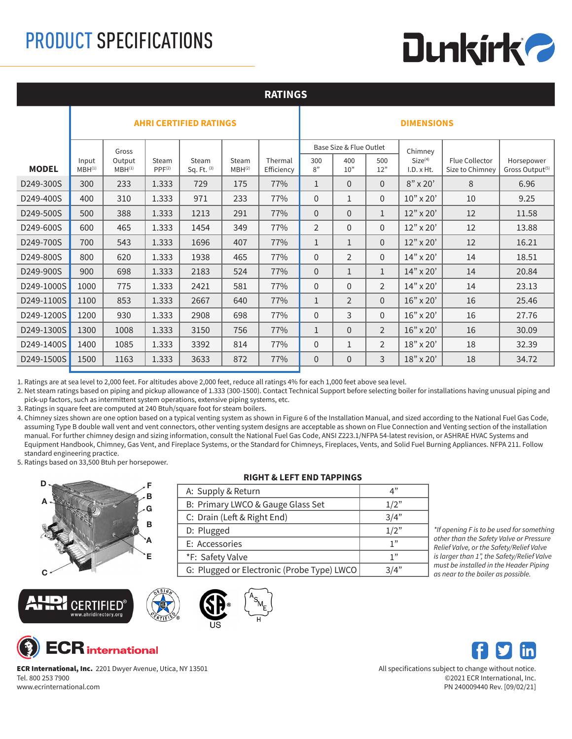# PRODUCT SPECIFICATIONS

## RATINGS

| MODEL | AHRI CERTIFIED RATINGS | | | | | | DIMENSIONS | | | | | |
|---|---|---|---|---|---|---|---|---|---|---|---|---|
| | Input MBH[1] | Gross Output MBH[1] | Steam PPF[2] | Steam Sq. Ft. [3] | Steam MBH[2] | Thermal Efficiency | Base Size & Flue Outlet 300 8” | 400 10” | 500 12” | Chimney Size[4] I.D. x Ht. | Flue Collector Size to Chimney | Horsepower Gross Output[5] |
| D249-300S | 300 | 233 | 1.333 | 729 | 175 | 77% | 1 | 0 | 0 | 8” x 20’ | 8 | 6.96 |
| D249-400S | 400 | 310 | 1.333 | 971 | 233 | 77% | 0 | 1 | 0 | 10” x 20’ | 10 | 9.25 |
| D249-500S | 500 | 388 | 1.333 | 1213 | 291 | 77% | 0 | 0 | 1 | 12” x 20’ | 12 | 11.58 |
| D249-600S | 600 | 465 | 1.333 | 1454 | 349 | 77% | 2 | 0 | 0 | 12” x 20’ | 12 | 13.88 |
| D249-700S | 700 | 543 | 1.333 | 1696 | 407 | 77% | 1 | 1 | 0 | 12” x 20’ | 12 | 16.21 |
| D249-800S | 800 | 620 | 1.333 | 1938 | 465 | 77% | 0 | 2 | 0 | 14” x 20’ | 14 | 18.51 |
| D249-900S | 900 | 698 | 1.333 | 2183 | 524 | 77% | 0 | 1 | 1 | 14” x 20’ | 14 | 20.84 |
| D249-1000S | 1000 | 775 | 1.333 | 2421 | 581 | 77% | 0 | 0 | 2 | 14” x 20’ | 14 | 23.13 |
| D249-1100S | 1100 | 853 | 1.333 | 2667 | 640 | 77% | 1 | 2 | 0 | 16” x 20’ | 16 | 25.46 |
| D249-1200S | 1200 | 930 | 1.333 | 2908 | 698 | 77% | 0 | 3 | 0 | 16” x 20’ | 16 | 27.76 |
| D249-1300S | 1300 | 1008 | 1.333 | 3150 | 756 | 77% | 1 | 0 | 2 | 16” x 20’ | 16 | 30.09 |
| D249-1400S | 1400 | 1085 | 1.333 | 3392 | 814 | 77% | 0 | 1 | 2 | 18” x 20’ | 18 | 32.39 |
| D249-1500S | 1500 | 1163 | 1.333 | 3633 | 872 | 77% | 0 | 0 | 3 | 18” x 20’ | 18 | 34.72 |

1. Ratings are at sea level to 2,000 feet. For altitudes above 2,000 feet, reduce all ratings 4% for each 1,000 feet above sea level.
2. Net steam ratings based on piping and pickup allowance of 1.333 (300-1500). Contact Technical Support before selecting boiler for installations having unusual piping and pick-up factors, such as intermittent system operations, extensive piping systems, etc.
3. Ratings in square feet are computed at 240 Btuh/square foot for steam boilers.
4. Chimney sizes shown are one option based on a typical venting system as shown in Figure 6 of the Installation Manual, and sized according to the National Fuel Gas Code, assuming Type B double wall vent and vent connectors, other venting system designs are acceptable as shown on Flue Connection and Venting section of the installation manual. For further chimney design and sizing information, consult the National Fuel Gas Code, ANSI Z223.1/NFPA 54-latest revision, or ASHRAE HVAC Systems and Equipment Handbook, Chimney, Gas Vent, and Fireplace Systems, or the Standard for Chimneys, Fireplaces, Vents, and Solid Fuel Burning Appliances. NFPA 211. Follow standard engineering practice.
5. Ratings based on 33,500 Btuh per horsepower.

D
F
B
A
G
B
A
E
C

## RIGHT & LEFT END TAPPINGS

| | |
|---|---|
| A: Supply & Return | 4” |
| B: Primary LWCO & Gauge Glass Set | 1/2” |
| C: Drain (Left & Right End) | 3/4” |
| D: Plugged | 1/2” |
| E: Accessories | 1” |
| *F: Safety Valve | 1” |
| G: Plugged or Electronic (Probe Type) LWCO | 3/4” |

*\*If opening F is to be used for something other than the Safety Valve or Pressure Relief Valve, or the Safety/Relief Valve is larger than 1”, the Safety/Relief Valve must be installed in the Header Piping as near to the boiler as possible.*

**ECR International, Inc.** 2201 Dwyer Avenue, Utica, NY 13501
Tel. 800 253 7900
www.ecrinternational.com

All specifications subject to change without notice.
©2021 ECR International, Inc.
PN 240009440 Rev. [09/02/21]